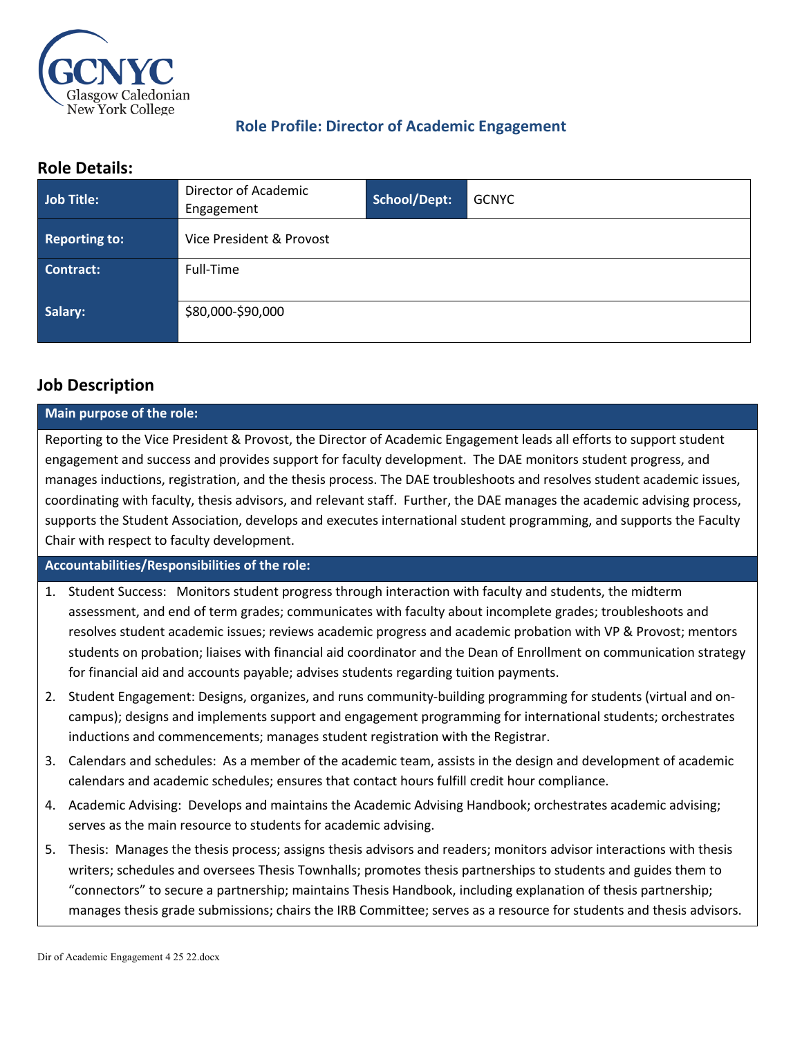GCNYC
Glasgow Caledonian
New York College

## Role Profile: Director of Academic Engagement

## Role Details:

| Job Title: | Director of Academic Engagement | School/Dept: | GCNYC |
|---|---|---|---|
| Reporting to: | Vice President & Provost | | |
| Contract: | Full-Time | | |
| Salary: | $80,000-$90,000 | | |

## Job Description

**Main purpose of the role:**

Reporting to the Vice President & Provost, the Director of Academic Engagement leads all efforts to support student engagement and success and provides support for faculty development. The DAE monitors student progress, and manages inductions, registration, and the thesis process. The DAE troubleshoots and resolves student academic issues, coordinating with faculty, thesis advisors, and relevant staff. Further, the DAE manages the academic advising process, supports the Student Association, develops and executes international student programming, and supports the Faculty Chair with respect to faculty development.

**Accountabilities/Responsibilities of the role:**

1. Student Success: Monitors student progress through interaction with faculty and students, the midterm assessment, and end of term grades; communicates with faculty about incomplete grades; troubleshoots and resolves student academic issues; reviews academic progress and academic probation with VP & Provost; mentors students on probation; liaises with financial aid coordinator and the Dean of Enrollment on communication strategy for financial aid and accounts payable; advises students regarding tuition payments.
2. Student Engagement: Designs, organizes, and runs community-building programming for students (virtual and on-campus); designs and implements support and engagement programming for international students; orchestrates inductions and commencements; manages student registration with the Registrar.
3. Calendars and schedules: As a member of the academic team, assists in the design and development of academic calendars and academic schedules; ensures that contact hours fulfill credit hour compliance.
4. Academic Advising: Develops and maintains the Academic Advising Handbook; orchestrates academic advising; serves as the main resource to students for academic advising.
5. Thesis: Manages the thesis process; assigns thesis advisors and readers; monitors advisor interactions with thesis writers; schedules and oversees Thesis Townhalls; promotes thesis partnerships to students and guides them to "connectors" to secure a partnership; maintains Thesis Handbook, including explanation of thesis partnership; manages thesis grade submissions; chairs the IRB Committee; serves as a resource for students and thesis advisors.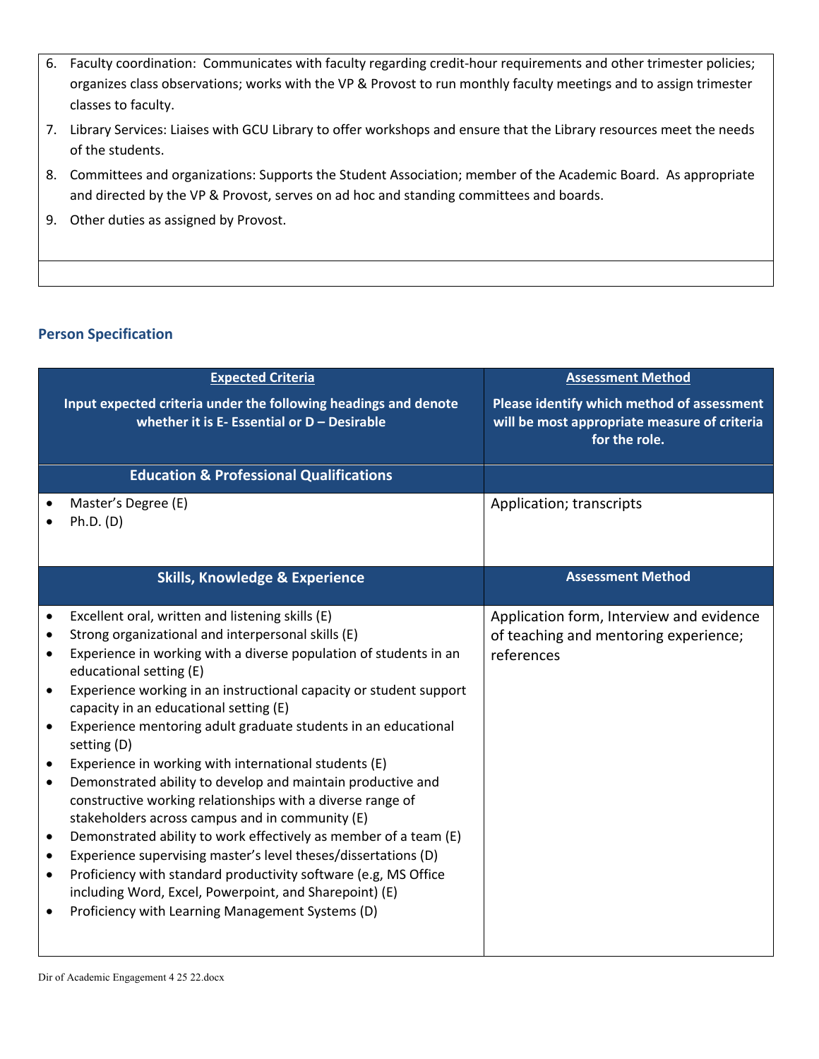6. Faculty coordination: Communicates with faculty regarding credit-hour requirements and other trimester policies; organizes class observations; works with the VP & Provost to run monthly faculty meetings and to assign trimester classes to faculty.
7. Library Services: Liaises with GCU Library to offer workshops and ensure that the Library resources meet the needs of the students.
8. Committees and organizations: Supports the Student Association; member of the Academic Board. As appropriate and directed by the VP & Provost, serves on ad hoc and standing committees and boards.
9. Other duties as assigned by Provost.

### Person Specification

| **Expected Criteria**<br>**Input expected criteria under the following headings and denote whether it is E- Essential or D – Desirable** | **Assessment Method**<br>**Please identify which method of assessment will be most appropriate measure of criteria for the role.** |
|---|---|
| **Education & Professional Qualifications** | |
| • Master's Degree (E)<br>• Ph.D. (D) | Application; transcripts |
| **Skills, Knowledge & Experience** | **Assessment Method** |
| • Excellent oral, written and listening skills (E)<br>• Strong organizational and interpersonal skills (E)<br>• Experience in working with a diverse population of students in an educational setting (E)<br>• Experience working in an instructional capacity or student support capacity in an educational setting (E)<br>• Experience mentoring adult graduate students in an educational setting (D)<br>• Experience in working with international students (E)<br>• Demonstrated ability to develop and maintain productive and constructive working relationships with a diverse range of stakeholders across campus and in community (E)<br>• Demonstrated ability to work effectively as member of a team (E)<br>• Experience supervising master's level theses/dissertations (D)<br>• Proficiency with standard productivity software (e.g, MS Office including Word, Excel, Powerpoint, and Sharepoint) (E)<br>• Proficiency with Learning Management Systems (D) | Application form, Interview and evidence of teaching and mentoring experience; references |

Dir of Academic Engagement 4 25 22.docx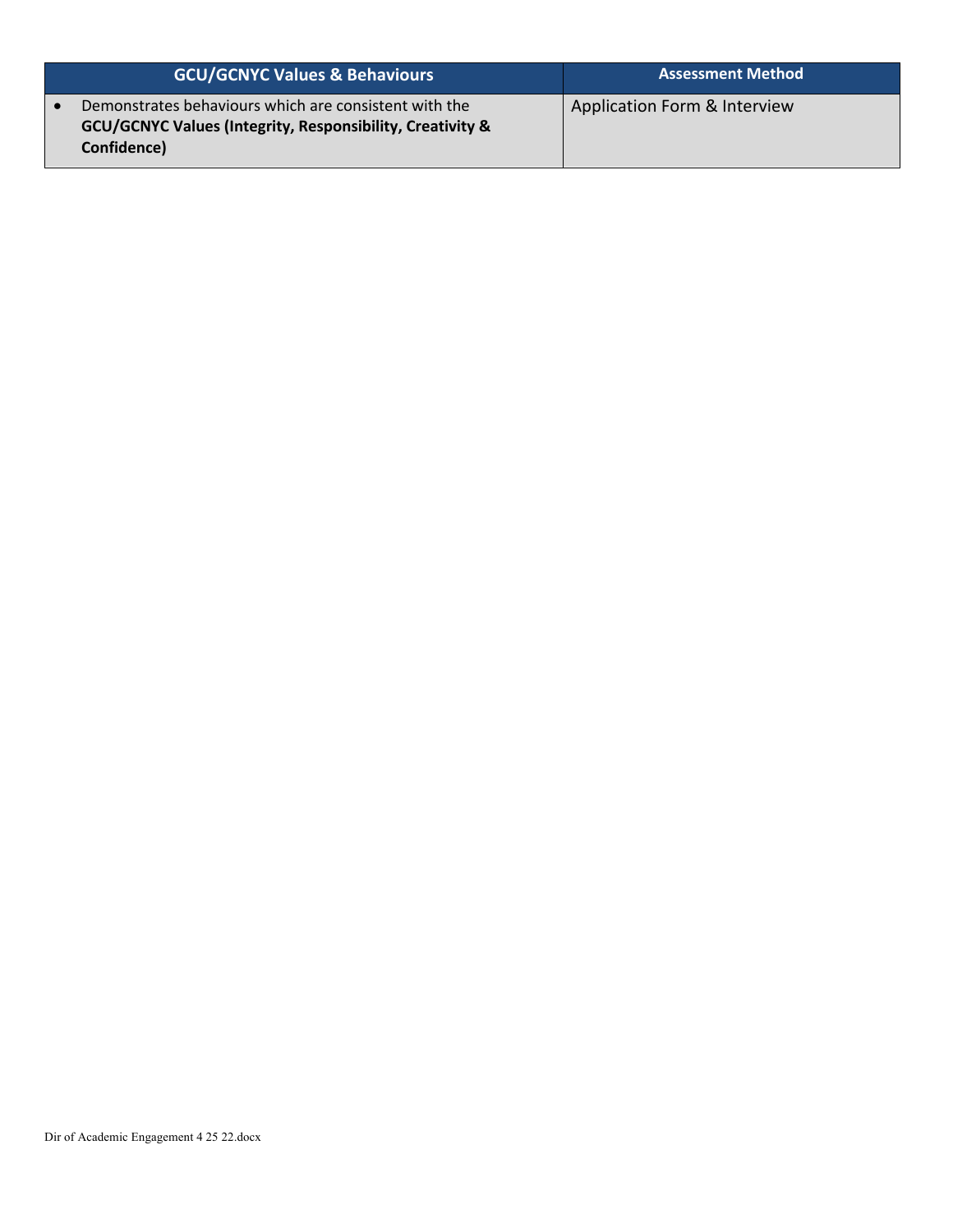| GCU/GCNYC Values & Behaviours | Assessment Method |
| --- | --- |
| • Demonstrates behaviours which are consistent with the **GCU/GCNYC Values (Integrity, Responsibility, Creativity & Confidence)** | Application Form & Interview |

Dir of Academic Engagement 4 25 22.docx